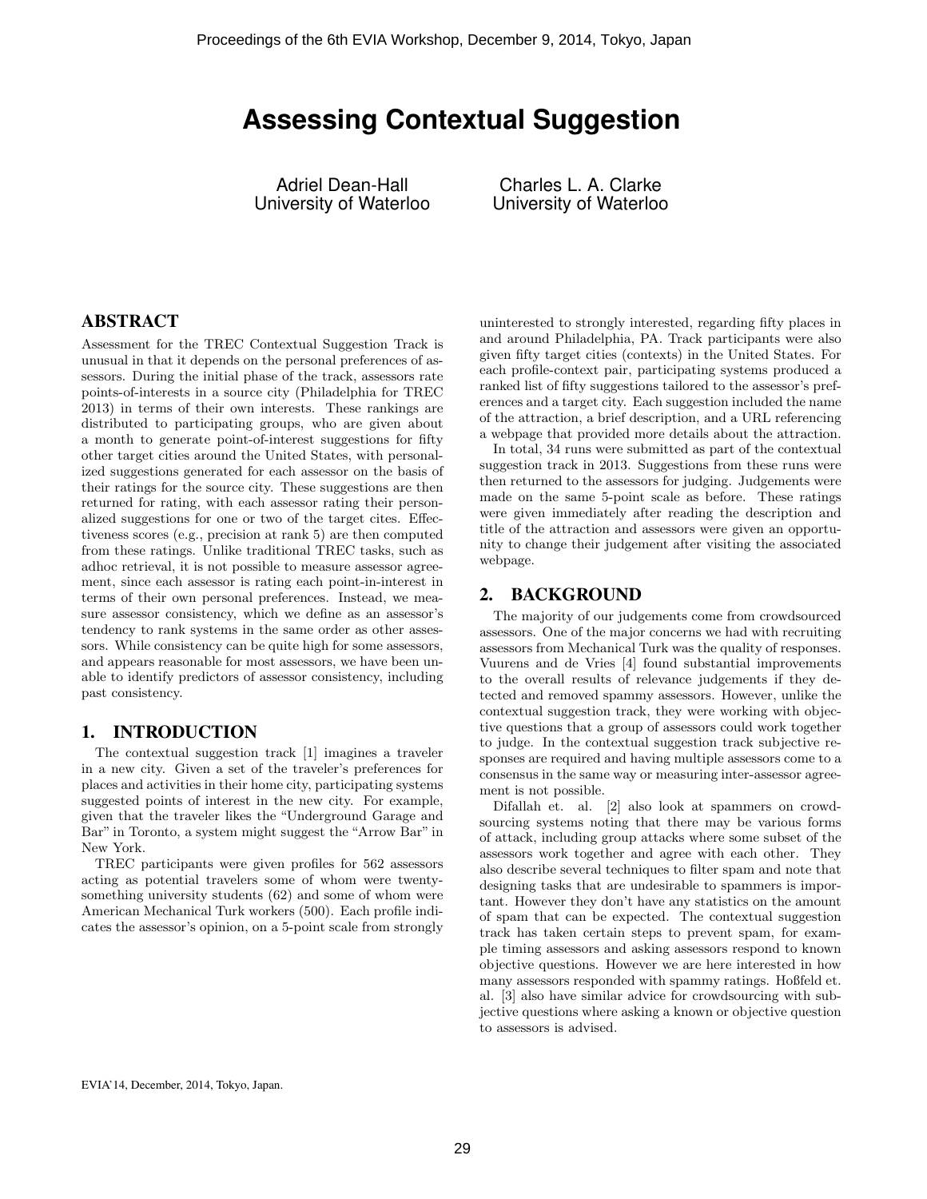# Assessing Contextual Suggestion

Adriel Dean-Hall
University of Waterloo

Charles L. A. Clarke
University of Waterloo

## ABSTRACT

Assessment for the TREC Contextual Suggestion Track is unusual in that it depends on the personal preferences of assessors. During the initial phase of the track, assessors rate points-of-interests in a source city (Philadelphia for TREC 2013) in terms of their own interests. These rankings are distributed to participating groups, who are given about a month to generate point-of-interest suggestions for fifty other target cities around the United States, with personalized suggestions generated for each assessor on the basis of their ratings for the source city. These suggestions are then returned for rating, with each assessor rating their personalized suggestions for one or two of the target cites. Effectiveness scores (e.g., precision at rank 5) are then computed from these ratings. Unlike traditional TREC tasks, such as adhoc retrieval, it is not possible to measure assessor agreement, since each assessor is rating each point-in-interest in terms of their own personal preferences. Instead, we measure assessor consistency, which we define as an assessor's tendency to rank systems in the same order as other assessors. While consistency can be quite high for some assessors, and appears reasonable for most assessors, we have been unable to identify predictors of assessor consistency, including past consistency.

## 1. INTRODUCTION

The contextual suggestion track [1] imagines a traveler in a new city. Given a set of the traveler's preferences for places and activities in their home city, participating systems suggested points of interest in the new city. For example, given that the traveler likes the "Underground Garage and Bar" in Toronto, a system might suggest the "Arrow Bar" in New York.

TREC participants were given profiles for 562 assessors acting as potential travelers some of whom were twenty-something university students (62) and some of whom were American Mechanical Turk workers (500). Each profile indicates the assessor's opinion, on a 5-point scale from strongly uninterested to strongly interested, regarding fifty places in and around Philadelphia, PA. Track participants were also given fifty target cities (contexts) in the United States. For each profile-context pair, participating systems produced a ranked list of fifty suggestions tailored to the assessor's preferences and a target city. Each suggestion included the name of the attraction, a brief description, and a URL referencing a webpage that provided more details about the attraction.

In total, 34 runs were submitted as part of the contextual suggestion track in 2013. Suggestions from these runs were then returned to the assessors for judging. Judgements were made on the same 5-point scale as before. These ratings were given immediately after reading the description and title of the attraction and assessors were given an opportunity to change their judgement after visiting the associated webpage.

## 2. BACKGROUND

The majority of our judgements come from crowdsourced assessors. One of the major concerns we had with recruiting assessors from Mechanical Turk was the quality of responses. Vuurens and de Vries [4] found substantial improvements to the overall results of relevance judgements if they detected and removed spammy assessors. However, unlike the contextual suggestion track, they were working with objective questions that a group of assessors could work together to judge. In the contextual suggestion track subjective responses are required and having multiple assessors come to a consensus in the same way or measuring inter-assessor agreement is not possible.

Difallah et. al. [2] also look at spammers on crowdsourcing systems noting that there may be various forms of attack, including group attacks where some subset of the assessors work together and agree with each other. They also describe several techniques to filter spam and note that designing tasks that are undesirable to spammers is important. However they don't have any statistics on the amount of spam that can be expected. The contextual suggestion track has taken certain steps to prevent spam, for example timing assessors and asking assessors respond to known objective questions. However we are here interested in how many assessors responded with spammy ratings. Hoßfeld et. al. [3] also have similar advice for crowdsourcing with subjective questions where asking a known or objective question to assessors is advised.

EVIA'14, December, 2014, Tokyo, Japan.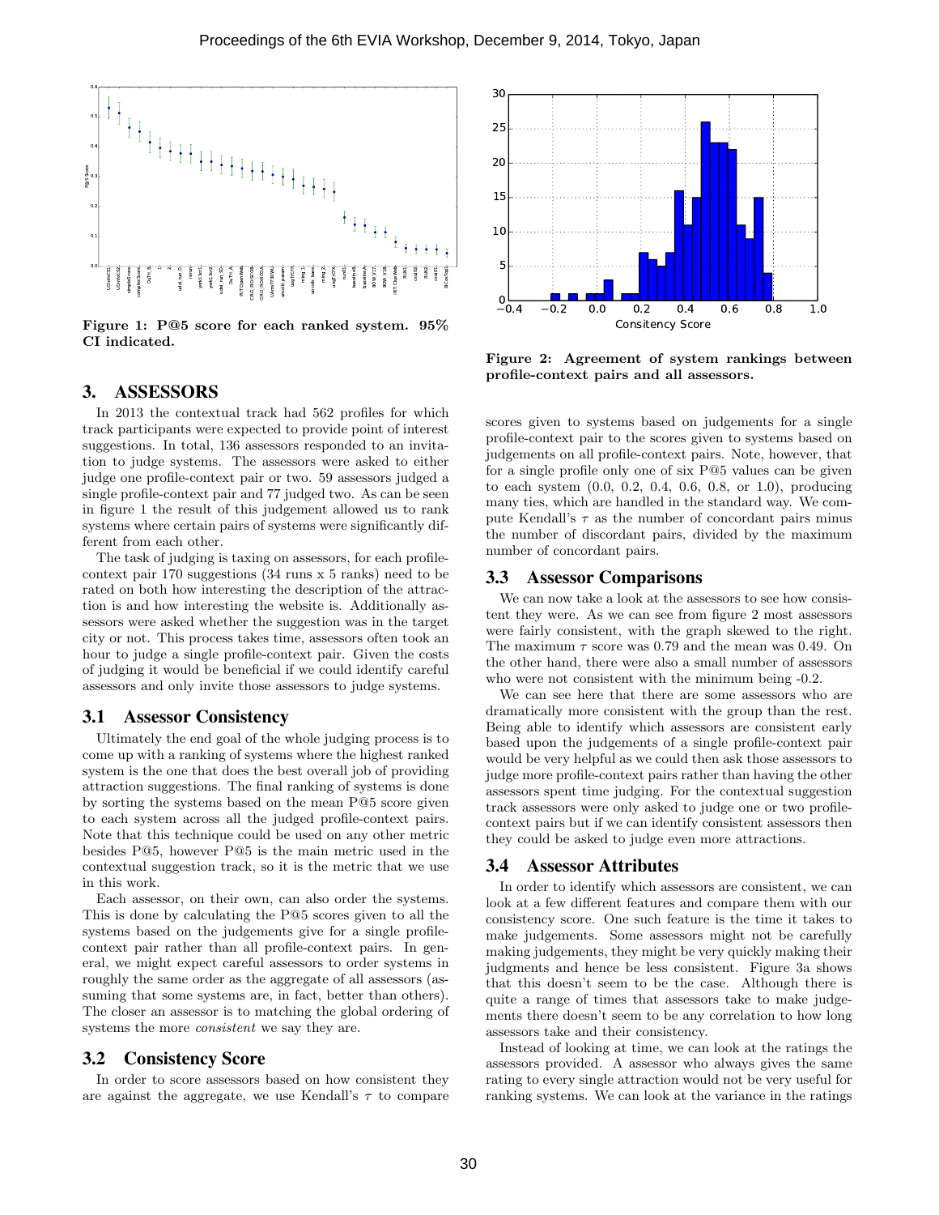**Figure 1: P@5 score for each ranked system. 95% CI indicated.**

**Figure 2: Agreement of system rankings between profile-context pairs and all assessors.**

## 3. ASSESSORS

In 2013 the contextual track had 562 profiles for which track participants were expected to provide point of interest suggestions. In total, 136 assessors responded to an invitation to judge systems. The assessors were asked to either judge one profile-context pair or two. 59 assessors judged a single profile-context pair and 77 judged two. As can be seen in figure 1 the result of this judgement allowed us to rank systems where certain pairs of systems were significantly different from each other.

The task of judging is taxing on assessors, for each profile-context pair 170 suggestions (34 runs x 5 ranks) need to be rated on both how interesting the description of the attraction is and how interesting the website is. Additionally assessors were asked whether the suggestion was in the target city or not. This process takes time, assessors often took an hour to judge a single profile-context pair. Given the costs of judging it would be beneficial if we could identify careful assessors and only invite those assessors to judge systems.

### 3.1 Assessor Consistency

Ultimately the end goal of the whole judging process is to come up with a ranking of systems where the highest ranked system is the one that does the best overall job of providing attraction suggestions. The final ranking of systems is done by sorting the systems based on the mean P@5 score given to each system across all the judged profile-context pairs. Note that this technique could be used on any other metric besides P@5, however P@5 is the main metric used in the contextual suggestion track, so it is the metric that we use in this work.

Each assessor, on their own, can also order the systems. This is done by calculating the P@5 scores given to all the systems based on the judgements give for a single profile-context pair rather than all profile-context pairs. In general, we might expect careful assessors to order systems in roughly the same order as the aggregate of all assessors (assuming that some systems are, in fact, better than others). The closer an assessor is to matching the global ordering of systems the more *consistent* we say they are.

### 3.2 Consistency Score

In order to score assessors based on how consistent they are against the aggregate, we use Kendall's $\tau$ to compare scores given to systems based on judgements for a single profile-context pair to the scores given to systems based on judgements on all profile-context pairs. Note, however, that for a single profile only one of six P@5 values can be given to each system (0.0, 0.2, 0.4, 0.6, 0.8, or 1.0), producing many ties, which are handled in the standard way. We compute Kendall's $\tau$ as the number of concordant pairs minus the number of discordant pairs, divided by the maximum number of concordant pairs.

### 3.3 Assessor Comparisons

We can now take a look at the assessors to see how consistent they were. As we can see from figure 2 most assessors were fairly consistent, with the graph skewed to the right. The maximum $\tau$ score was 0.79 and the mean was 0.49. On the other hand, there were also a small number of assessors who were not consistent with the minimum being -0.2.

We can see here that there are some assessors who are dramatically more consistent with the group than the rest. Being able to identify which assessors are consistent early based upon the judgements of a single profile-context pair would be very helpful as we could then ask those assessors to judge more profile-context pairs rather than having the other assessors spent time judging. For the contextual suggestion track assessors were only asked to judge one or two profile-context pairs but if we can identify consistent assessors then they could be asked to judge even more attractions.

### 3.4 Assessor Attributes

In order to identify which assessors are consistent, we can look at a few different features and compare them with our consistency score. One such feature is the time it takes to make judgements. Some assessors might not be carefully making judgements, they might be very quickly making their judgments and hence be less consistent. Figure 3a shows that this doesn't seem to be the case. Although there is quite a range of times that assessors take to make judgements there doesn't seem to be any correlation to how long assessors take and their consistency.

Instead of looking at time, we can look at the ratings the assessors provided. A assessor who always gives the same rating to every single attraction would not be very useful for ranking systems. We can look at the variance in the ratings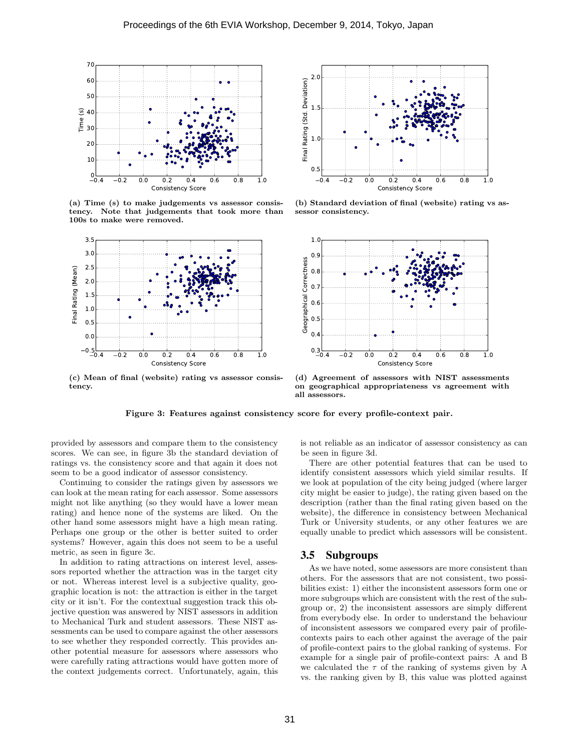(a) Time (s) to make judgements vs assessor consistency. Note that judgements that took more than 100s to make were removed.

(b) Standard deviation of final (website) rating vs assessor consistency.

(c) Mean of final (website) rating vs assessor consistency.

(d) Agreement of assessors with NIST assessments on geographical appropriateness vs agreement with all assessors.

**Figure 3: Features against consistency score for every profile-context pair.**

provided by assessors and compare them to the consistency scores. We can see, in figure 3b the standard deviation of ratings vs. the consistency score and that again it does not seem to be a good indicator of assessor consistency.

Continuing to consider the ratings given by assessors we can look at the mean rating for each assessor. Some assessors might not like anything (so they would have a lower mean rating) and hence none of the systems are liked. On the other hand some assessors might have a high mean rating. Perhaps one group or the other is better suited to order systems? However, again this does not seem to be a useful metric, as seen in figure 3c.

In addition to rating attractions on interest level, assessors reported whether the attraction was in the target city or not. Whereas interest level is a subjective quality, geographic location is not: the attraction is either in the target city or it isn't. For the contextual suggestion track this objective question was answered by NIST assessors in addition to Mechanical Turk and student assessors. These NIST assessments can be used to compare against the other assessors to see whether they responded correctly. This provides another potential measure for assessors where assessors who were carefully rating attractions would have gotten more of the context judgements correct. Unfortunately, again, this is not reliable as an indicator of assessor consistency as can be seen in figure 3d.

There are other potential features that can be used to identify consistent assessors which yield similar results. If we look at population of the city being judged (where larger city might be easier to judge), the rating given based on the description (rather than the final rating given based on the website), the difference in consistency between Mechanical Turk or University students, or any other features we are equally unable to predict which assessors will be consistent.

## 3.5 Subgroups

As we have noted, some assessors are more consistent than others. For the assessors that are not consistent, two possibilities exist: 1) either the inconsistent assessors form one or more subgroups which are consistent with the rest of the subgroup or, 2) the inconsistent assessors are simply different from everybody else. In order to understand the behaviour of inconsistent assessors we compared every pair of profile-contexts pairs to each other against the average of the pair of profile-context pairs to the global ranking of systems. For example for a single pair of profile-context pairs: A and B we calculated the $\tau$ of the ranking of systems given by A vs. the ranking given by B, this value was plotted against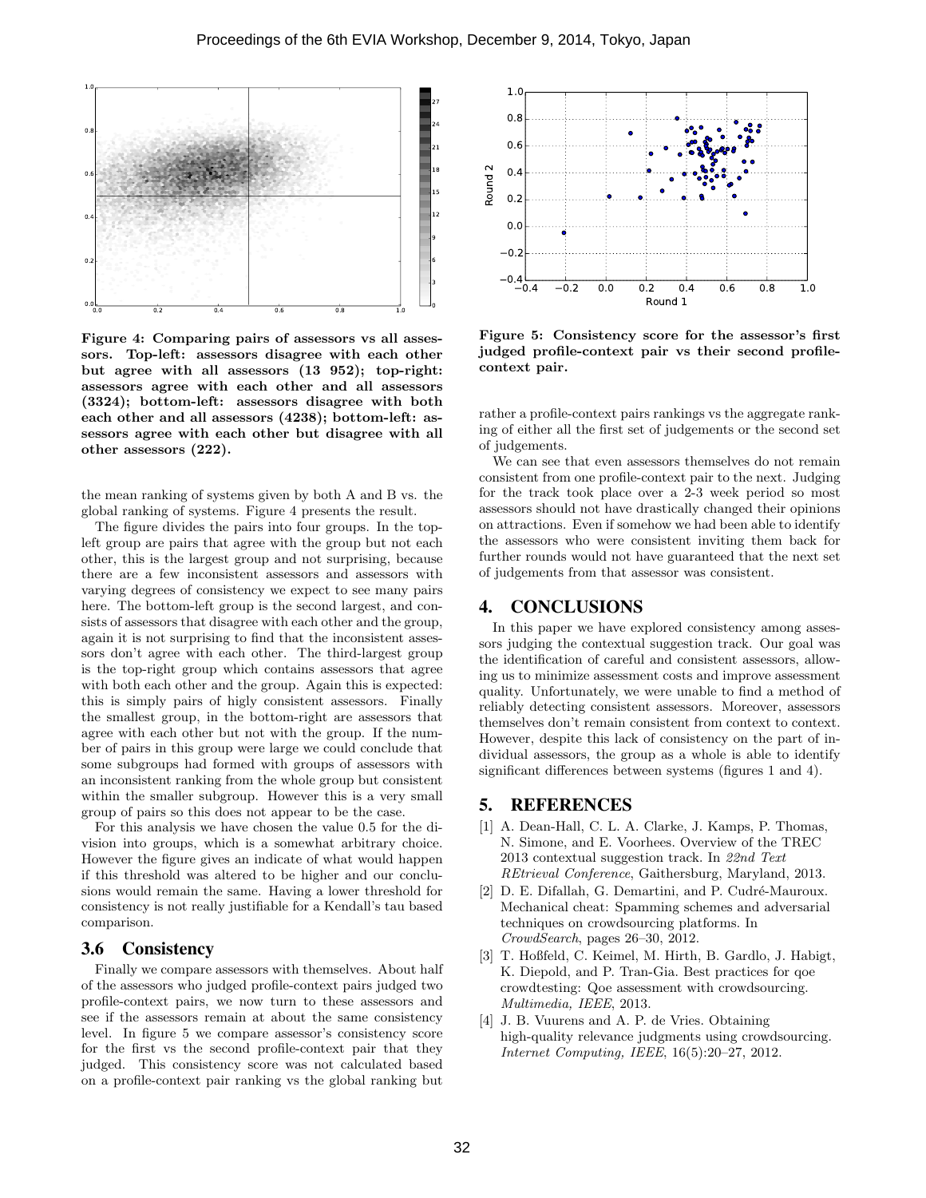1.0
0.8
0.6
0.4
0.2
0.0
0.0 0.2 0.4 0.6 0.8 1.0
27
24
21
18
15
12
9
6
3
0

**Figure 4: Comparing pairs of assessors vs all assessors. Top-left: assessors disagree with each other but agree with all assessors (13 952); top-right: assessors agree with each other and all assessors (3324); bottom-left: assessors disagree with both each other and all assessors (4238); bottom-left: assessors agree with each other but disagree with all other assessors (222).**

1.0
0.8
0.6
0.4
0.2
0.0
−0.2
−0.4
Round 2
−0.4 −0.2 0.0 0.2 0.4 0.6 0.8 1.0
Round 1

**Figure 5: Consistency score for the assessor's first judged profile-context pair vs their second profile-context pair.**

the mean ranking of systems given by both A and B vs. the global ranking of systems. Figure 4 presents the result.

The figure divides the pairs into four groups. In the top-left group are pairs that agree with the group but not each other, this is the largest group and not surprising, because there are a few inconsistent assessors and assessors with varying degrees of consistency we expect to see many pairs here. The bottom-left group is the second largest, and consists of assessors that disagree with each other and the group, again it is not surprising to find that the inconsistent assessors don't agree with each other. The third-largest group is the top-right group which contains assessors that agree with both each other and the group. Again this is expected: this is simply pairs of higly consistent assessors. Finally the smallest group, in the bottom-right are assessors that agree with each other but not with the group. If the number of pairs in this group were large we could conclude that some subgroups had formed with groups of assessors with an inconsistent ranking from the whole group but consistent within the smaller subgroup. However this is a very small group of pairs so this does not appear to be the case.

For this analysis we have chosen the value 0.5 for the division into groups, which is a somewhat arbitrary choice. However the figure gives an indicate of what would happen if this threshold was altered to be higher and our conclusions would remain the same. Having a lower threshold for consistency is not really justifiable for a Kendall's tau based comparison.

### 3.6 Consistency

Finally we compare assessors with themselves. About half of the assessors who judged profile-context pairs judged two profile-context pairs, we now turn to these assessors and see if the assessors remain at about the same consistency level. In figure 5 we compare assessor's consistency score for the first vs the second profile-context pair that they judged. This consistency score was not calculated based on a profile-context pair ranking vs the global ranking but rather a profile-context pairs rankings vs the aggregate ranking of either all the first set of judgements or the second set of judgements.

We can see that even assessors themselves do not remain consistent from one profile-context pair to the next. Judging for the track took place over a 2-3 week period so most assessors should not have drastically changed their opinions on attractions. Even if somehow we had been able to identify the assessors who were consistent inviting them back for further rounds would not have guaranteed that the next set of judgements from that assessor was consistent.

## 4. CONCLUSIONS

In this paper we have explored consistency among assessors judging the contextual suggestion track. Our goal was the identification of careful and consistent assessors, allowing us to minimize assessment costs and improve assessment quality. Unfortunately, we were unable to find a method of reliably detecting consistent assessors. Moreover, assessors themselves don't remain consistent from context to context. However, despite this lack of consistency on the part of individual assessors, the group as a whole is able to identify significant differences between systems (figures 1 and 4).

## 5. REFERENCES

[1] A. Dean-Hall, C. L. A. Clarke, J. Kamps, P. Thomas, N. Simone, and E. Voorhees. Overview of the TREC 2013 contextual suggestion track. In *22nd Text REtrieval Conference*, Gaithersburg, Maryland, 2013.

[2] D. E. Difallah, G. Demartini, and P. Cudré-Mauroux. Mechanical cheat: Spamming schemes and adversarial techniques on crowdsourcing platforms. In *CrowdSearch*, pages 26–30, 2012.

[3] T. Hoßfeld, C. Keimel, M. Hirth, B. Gardlo, J. Habigt, K. Diepold, and P. Tran-Gia. Best practices for qoe crowdtesting: Qoe assessment with crowdsourcing. *Multimedia, IEEE*, 2013.

[4] J. B. Vuurens and A. P. de Vries. Obtaining high-quality relevance judgments using crowdsourcing. *Internet Computing, IEEE*, 16(5):20–27, 2012.